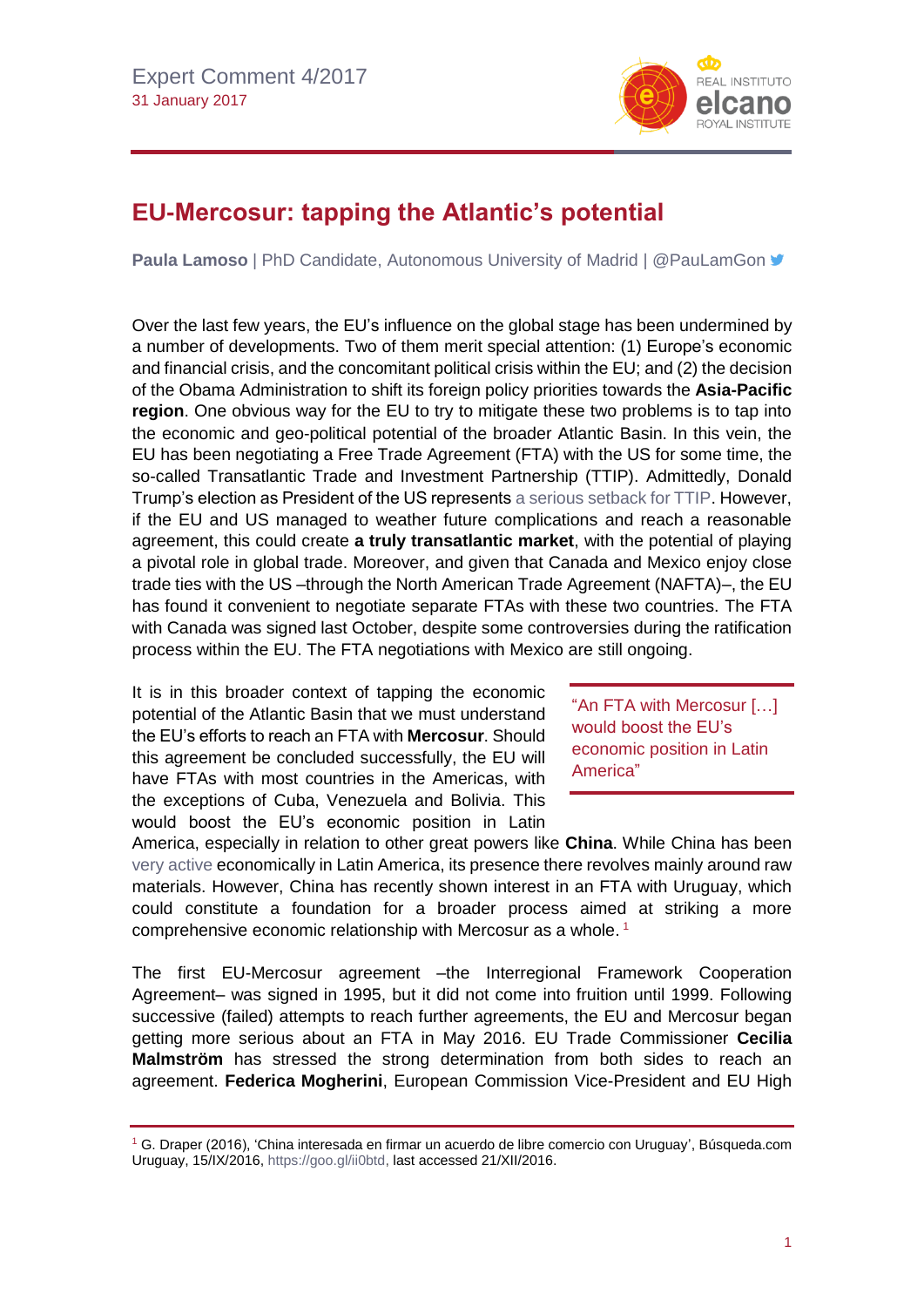Expert Comment 4/2017
31 January 2017

# EU-Mercosur: tapping the Atlantic's potential

**Paula Lamoso** | PhD Candidate, Autonomous University of Madrid | @PauLamGon

Over the last few years, the EU's influence on the global stage has been undermined by a number of developments. Two of them merit special attention: (1) Europe's economic and financial crisis, and the concomitant political crisis within the EU; and (2) the decision of the Obama Administration to shift its foreign policy priorities towards the **Asia-Pacific region**. One obvious way for the EU to try to mitigate these two problems is to tap into the economic and geo-political potential of the broader Atlantic Basin. In this vein, the EU has been negotiating a Free Trade Agreement (FTA) with the US for some time, the so-called Transatlantic Trade and Investment Partnership (TTIP). Admittedly, Donald Trump's election as President of the US represents a serious setback for TTIP. However, if the EU and US managed to weather future complications and reach a reasonable agreement, this could create **a truly transatlantic market**, with the potential of playing a pivotal role in global trade. Moreover, and given that Canada and Mexico enjoy close trade ties with the US –through the North American Trade Agreement (NAFTA)–, the EU has found it convenient to negotiate separate FTAs with these two countries. The FTA with Canada was signed last October, despite some controversies during the ratification process within the EU. The FTA negotiations with Mexico are still ongoing.

It is in this broader context of tapping the economic potential of the Atlantic Basin that we must understand the EU's efforts to reach an FTA with **Mercosur**. Should this agreement be concluded successfully, the EU will have FTAs with most countries in the Americas, with the exceptions of Cuba, Venezuela and Bolivia. This would boost the EU's economic position in Latin America, especially in relation to other great powers like **China**. While China has been very active economically in Latin America, its presence there revolves mainly around raw materials. However, China has recently shown interest in an FTA with Uruguay, which could constitute a foundation for a broader process aimed at striking a more comprehensive economic relationship with Mercosur as a whole.[1]

> "An FTA with Mercosur […] would boost the EU's economic position in Latin America"

The first EU-Mercosur agreement –the Interregional Framework Cooperation Agreement– was signed in 1995, but it did not come into fruition until 1999. Following successive (failed) attempts to reach further agreements, the EU and Mercosur began getting more serious about an FTA in May 2016. EU Trade Commissioner **Cecilia Malmström** has stressed the strong determination from both sides to reach an agreement. **Federica Mogherini**, European Commission Vice-President and EU High

[1] G. Draper (2016), 'China interesada en firmar un acuerdo de libre comercio con Uruguay', Búsqueda.com Uruguay, 15/IX/2016, https://goo.gl/ii0btd, last accessed 21/XII/2016.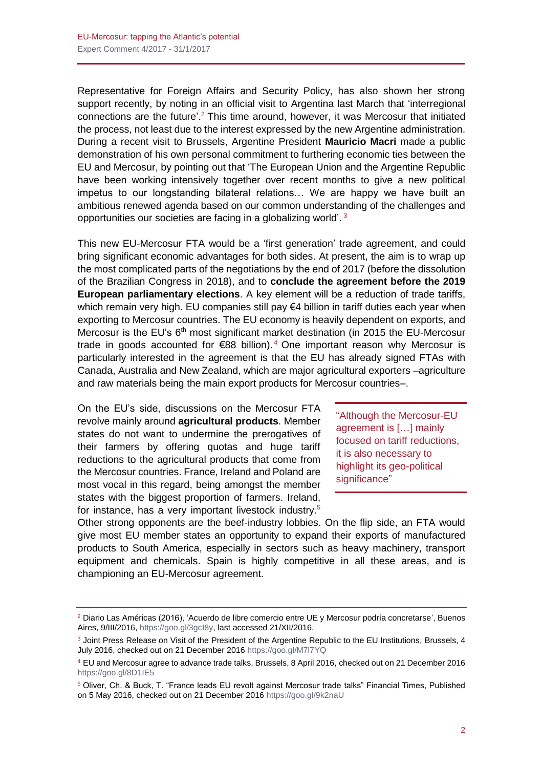Representative for Foreign Affairs and Security Policy, has also shown her strong support recently, by noting in an official visit to Argentina last March that 'interregional connections are the future'.[2] This time around, however, it was Mercosur that initiated the process, not least due to the interest expressed by the new Argentine administration. During a recent visit to Brussels, Argentine President **Mauricio Macri** made a public demonstration of his own personal commitment to furthering economic ties between the EU and Mercosur, by pointing out that 'The European Union and the Argentine Republic have been working intensively together over recent months to give a new political impetus to our longstanding bilateral relations… We are happy we have built an ambitious renewed agenda based on our common understanding of the challenges and opportunities our societies are facing in a globalizing world'.[3]

This new EU-Mercosur FTA would be a 'first generation' trade agreement, and could bring significant economic advantages for both sides. At present, the aim is to wrap up the most complicated parts of the negotiations by the end of 2017 (before the dissolution of the Brazilian Congress in 2018), and to **conclude the agreement before the 2019 European parliamentary elections**. A key element will be a reduction of trade tariffs, which remain very high. EU companies still pay €4 billion in tariff duties each year when exporting to Mercosur countries. The EU economy is heavily dependent on exports, and Mercosur is the EU's 6th most significant market destination (in 2015 the EU-Mercosur trade in goods accounted for €88 billion).[4] One important reason why Mercosur is particularly interested in the agreement is that the EU has already signed FTAs with Canada, Australia and New Zealand, which are major agricultural exporters –agriculture and raw materials being the main export products for Mercosur countries–.

On the EU's side, discussions on the Mercosur FTA revolve mainly around **agricultural products**. Member states do not want to undermine the prerogatives of their farmers by offering quotas and huge tariff reductions to the agricultural products that come from the Mercosur countries. France, Ireland and Poland are most vocal in this regard, being amongst the member states with the biggest proportion of farmers. Ireland, for instance, has a very important livestock industry.[5] Other strong opponents are the beef-industry lobbies. On the flip side, an FTA would give most EU member states an opportunity to expand their exports of manufactured products to South America, especially in sectors such as heavy machinery, transport equipment and chemicals. Spain is highly competitive in all these areas, and is championing an EU-Mercosur agreement.

> "Although the Mercosur-EU agreement is […] mainly focused on tariff reductions, it is also necessary to highlight its geo-political significance"

---

[2] Diario Las Américas (2016), 'Acuerdo de libre comercio entre UE y Mercosur podría concretarse', Buenos Aires, 9/III/2016, https://goo.gl/3gcI8y, last accessed 21/XII/2016.

[3] Joint Press Release on Visit of the President of the Argentine Republic to the EU Institutions, Brussels, 4 July 2016, checked out on 21 December 2016 https://goo.gl/M7l7YQ

[4] EU and Mercosur agree to advance trade talks, Brussels, 8 April 2016, checked out on 21 December 2016 https://goo.gl/8D1IE5

[5] Oliver, Ch. & Buck, T. "France leads EU revolt against Mercosur trade talks" Financial Times, Published on 5 May 2016, checked out on 21 December 2016 https://goo.gl/9k2naU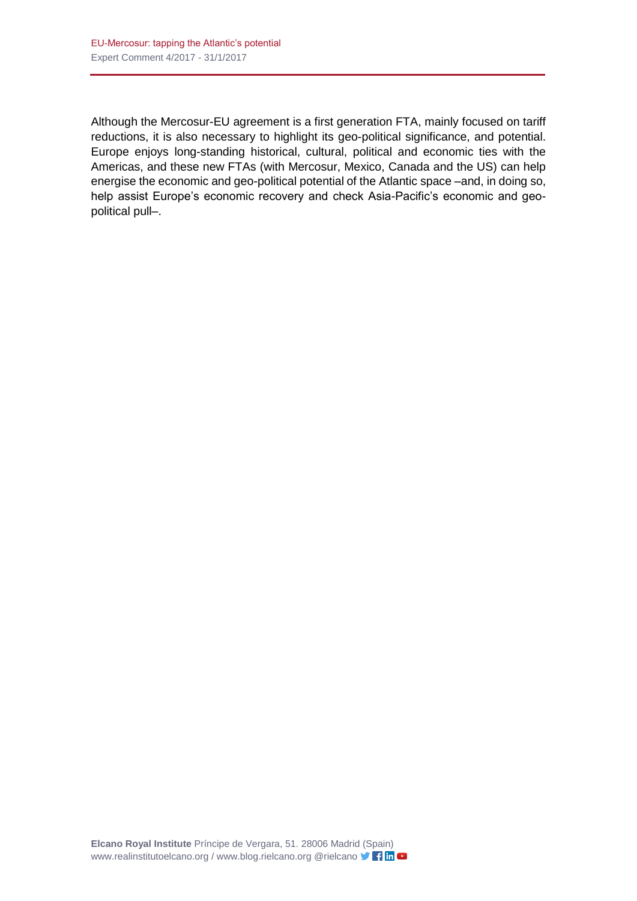Although the Mercosur-EU agreement is a first generation FTA, mainly focused on tariff reductions, it is also necessary to highlight its geo-political significance, and potential. Europe enjoys long-standing historical, cultural, political and economic ties with the Americas, and these new FTAs (with Mercosur, Mexico, Canada and the US) can help energise the economic and geo-political potential of the Atlantic space –and, in doing so, help assist Europe's economic recovery and check Asia-Pacific's economic and geo-political pull–.